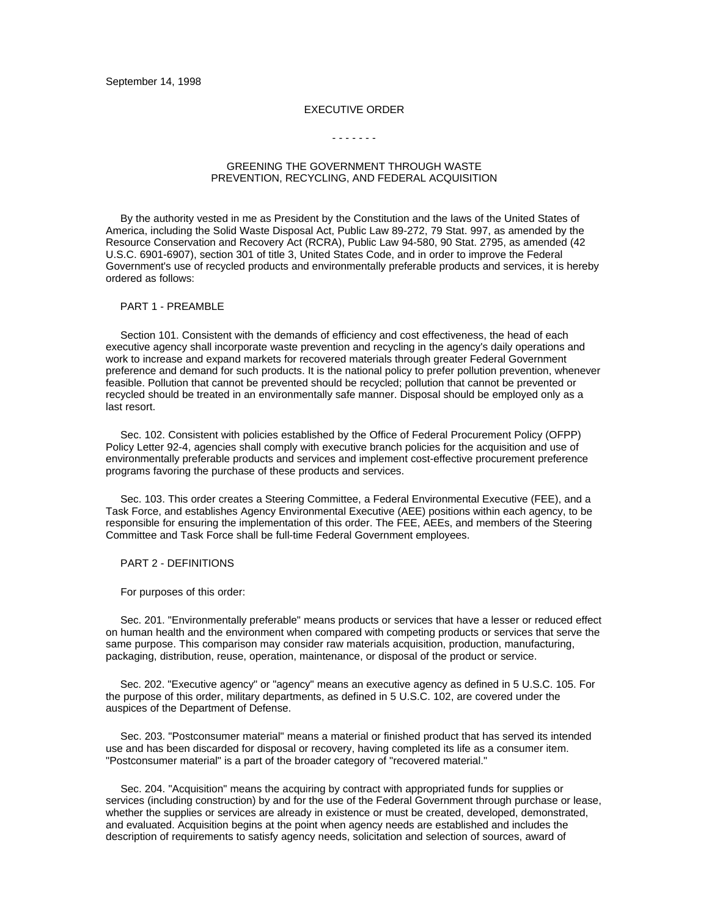September 14, 1998

# EXECUTIVE ORDER

- - - - - - -

## GREENING THE GOVERNMENT THROUGH WASTE PREVENTION, RECYCLING, AND FEDERAL ACQUISITION

By the authority vested in me as President by the Constitution and the laws of the United States of America, including the Solid Waste Disposal Act, Public Law 89-272, 79 Stat. 997, as amended by the Resource Conservation and Recovery Act (RCRA), Public Law 94-580, 90 Stat. 2795, as amended (42 U.S.C. 6901-6907), section 301 of title 3, United States Code, and in order to improve the Federal Government's use of recycled products and environmentally preferable products and services, it is hereby ordered as follows:

### PART 1 - PREAMBLE

Section 101. Consistent with the demands of efficiency and cost effectiveness, the head of each executive agency shall incorporate waste prevention and recycling in the agency's daily operations and work to increase and expand markets for recovered materials through greater Federal Government preference and demand for such products. It is the national policy to prefer pollution prevention, whenever feasible. Pollution that cannot be prevented should be recycled; pollution that cannot be prevented or recycled should be treated in an environmentally safe manner. Disposal should be employed only as a last resort.

Sec. 102. Consistent with policies established by the Office of Federal Procurement Policy (OFPP) Policy Letter 92-4, agencies shall comply with executive branch policies for the acquisition and use of environmentally preferable products and services and implement cost-effective procurement preference programs favoring the purchase of these products and services.

Sec. 103. This order creates a Steering Committee, a Federal Environmental Executive (FEE), and a Task Force, and establishes Agency Environmental Executive (AEE) positions within each agency, to be responsible for ensuring the implementation of this order. The FEE, AEEs, and members of the Steering Committee and Task Force shall be full-time Federal Government employees.

### PART 2 - DEFINITIONS

For purposes of this order:

Sec. 201. "Environmentally preferable" means products or services that have a lesser or reduced effect on human health and the environment when compared with competing products or services that serve the same purpose. This comparison may consider raw materials acquisition, production, manufacturing, packaging, distribution, reuse, operation, maintenance, or disposal of the product or service.

Sec. 202. "Executive agency" or "agency" means an executive agency as defined in 5 U.S.C. 105. For the purpose of this order, military departments, as defined in 5 U.S.C. 102, are covered under the auspices of the Department of Defense.

Sec. 203. "Postconsumer material" means a material or finished product that has served its intended use and has been discarded for disposal or recovery, having completed its life as a consumer item. "Postconsumer material" is a part of the broader category of "recovered material."

Sec. 204. "Acquisition" means the acquiring by contract with appropriated funds for supplies or services (including construction) by and for the use of the Federal Government through purchase or lease, whether the supplies or services are already in existence or must be created, developed, demonstrated, and evaluated. Acquisition begins at the point when agency needs are established and includes the description of requirements to satisfy agency needs, solicitation and selection of sources, award of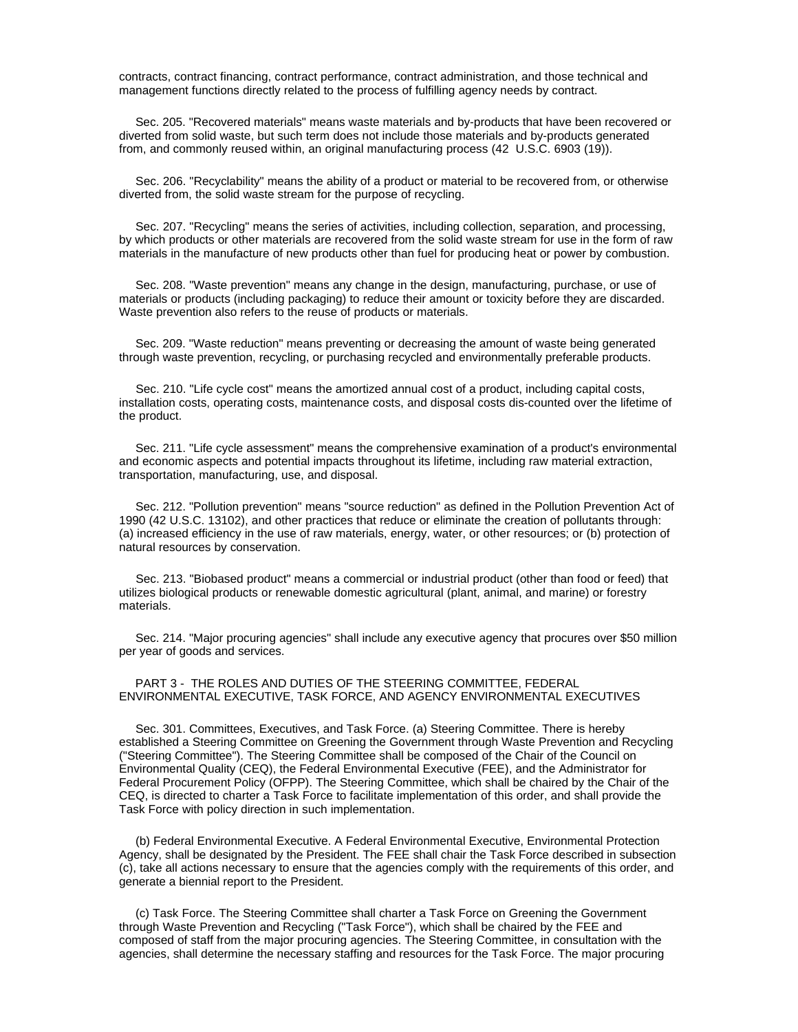contracts, contract financing, contract performance, contract administration, and those technical and management functions directly related to the process of fulfilling agency needs by contract.

Sec. 205. "Recovered materials" means waste materials and by-products that have been recovered or diverted from solid waste, but such term does not include those materials and by-products generated from, and commonly reused within, an original manufacturing process (42 U.S.C. 6903 (19)).

Sec. 206. "Recyclability" means the ability of a product or material to be recovered from, or otherwise diverted from, the solid waste stream for the purpose of recycling.

Sec. 207. "Recycling" means the series of activities, including collection, separation, and processing, by which products or other materials are recovered from the solid waste stream for use in the form of raw materials in the manufacture of new products other than fuel for producing heat or power by combustion.

Sec. 208. "Waste prevention" means any change in the design, manufacturing, purchase, or use of materials or products (including packaging) to reduce their amount or toxicity before they are discarded. Waste prevention also refers to the reuse of products or materials.

Sec. 209. "Waste reduction" means preventing or decreasing the amount of waste being generated through waste prevention, recycling, or purchasing recycled and environmentally preferable products.

Sec. 210. "Life cycle cost" means the amortized annual cost of a product, including capital costs, installation costs, operating costs, maintenance costs, and disposal costs dis-counted over the lifetime of the product.

Sec. 211. "Life cycle assessment" means the comprehensive examination of a product's environmental and economic aspects and potential impacts throughout its lifetime, including raw material extraction, transportation, manufacturing, use, and disposal.

Sec. 212. "Pollution prevention" means "source reduction" as defined in the Pollution Prevention Act of 1990 (42 U.S.C. 13102), and other practices that reduce or eliminate the creation of pollutants through: (a) increased efficiency in the use of raw materials, energy, water, or other resources; or (b) protection of natural resources by conservation.

Sec. 213. "Biobased product" means a commercial or industrial product (other than food or feed) that utilizes biological products or renewable domestic agricultural (plant, animal, and marine) or forestry materials.

Sec. 214. "Major procuring agencies" shall include any executive agency that procures over $50 million per year of goods and services.

## PART 3 - THE ROLES AND DUTIES OF THE STEERING COMMITTEE, FEDERAL ENVIRONMENTAL EXECUTIVE, TASK FORCE, AND AGENCY ENVIRONMENTAL EXECUTIVES

Sec. 301. Committees, Executives, and Task Force. (a) Steering Committee. There is hereby established a Steering Committee on Greening the Government through Waste Prevention and Recycling ("Steering Committee"). The Steering Committee shall be composed of the Chair of the Council on Environmental Quality (CEQ), the Federal Environmental Executive (FEE), and the Administrator for Federal Procurement Policy (OFPP). The Steering Committee, which shall be chaired by the Chair of the CEQ, is directed to charter a Task Force to facilitate implementation of this order, and shall provide the Task Force with policy direction in such implementation.

(b) Federal Environmental Executive. A Federal Environmental Executive, Environmental Protection Agency, shall be designated by the President. The FEE shall chair the Task Force described in subsection (c), take all actions necessary to ensure that the agencies comply with the requirements of this order, and generate a biennial report to the President.

(c) Task Force. The Steering Committee shall charter a Task Force on Greening the Government through Waste Prevention and Recycling ("Task Force"), which shall be chaired by the FEE and composed of staff from the major procuring agencies. The Steering Committee, in consultation with the agencies, shall determine the necessary staffing and resources for the Task Force. The major procuring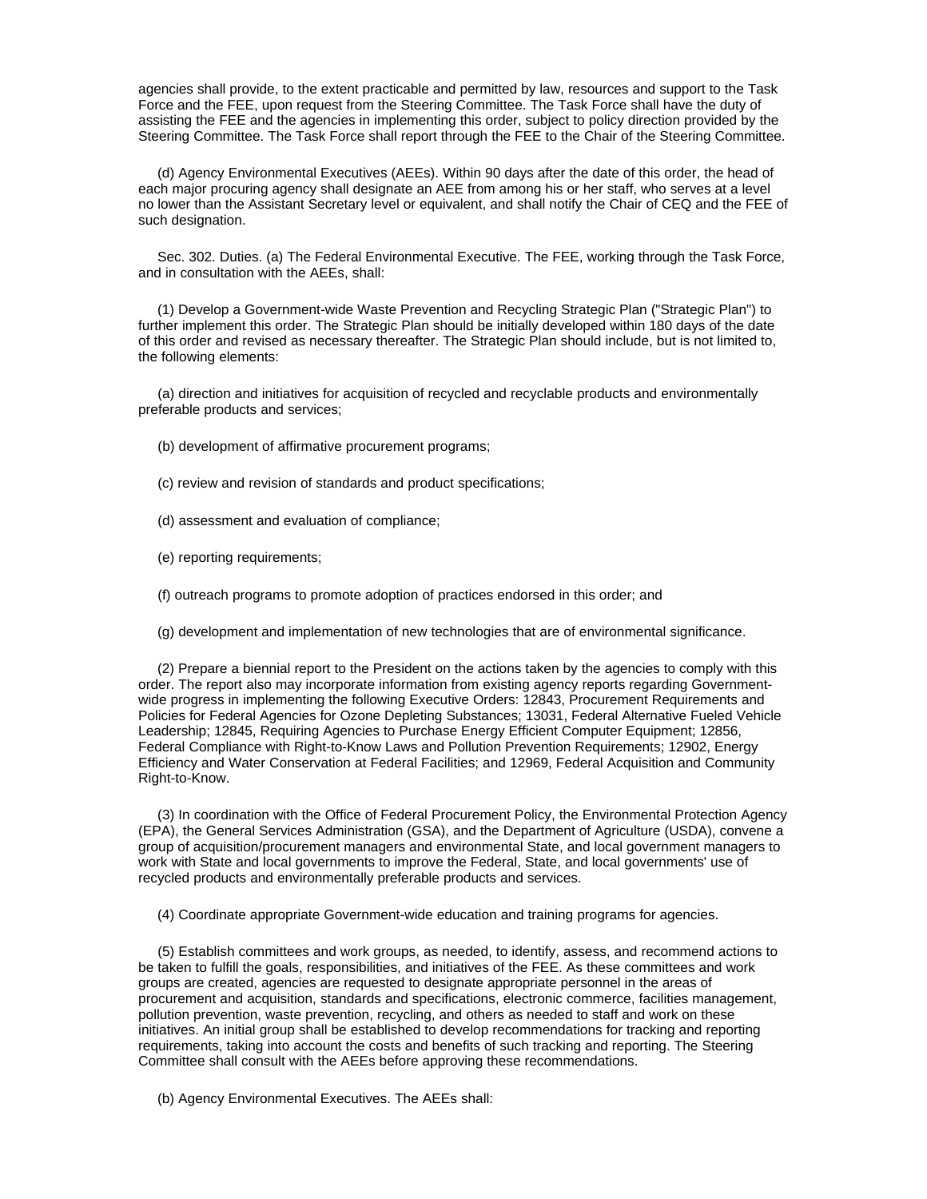agencies shall provide, to the extent practicable and permitted by law, resources and support to the Task Force and the FEE, upon request from the Steering Committee. The Task Force shall have the duty of assisting the FEE and the agencies in implementing this order, subject to policy direction provided by the Steering Committee. The Task Force shall report through the FEE to the Chair of the Steering Committee.

(d) Agency Environmental Executives (AEEs). Within 90 days after the date of this order, the head of each major procuring agency shall designate an AEE from among his or her staff, who serves at a level no lower than the Assistant Secretary level or equivalent, and shall notify the Chair of CEQ and the FEE of such designation.

Sec. 302. Duties. (a) The Federal Environmental Executive. The FEE, working through the Task Force, and in consultation with the AEEs, shall:

(1) Develop a Government-wide Waste Prevention and Recycling Strategic Plan ("Strategic Plan") to further implement this order. The Strategic Plan should be initially developed within 180 days of the date of this order and revised as necessary thereafter. The Strategic Plan should include, but is not limited to, the following elements:

(a) direction and initiatives for acquisition of recycled and recyclable products and environmentally preferable products and services;

(b) development of affirmative procurement programs;

(c) review and revision of standards and product specifications;

(d) assessment and evaluation of compliance;

(e) reporting requirements;

(f) outreach programs to promote adoption of practices endorsed in this order; and

(g) development and implementation of new technologies that are of environmental significance.

(2) Prepare a biennial report to the President on the actions taken by the agencies to comply with this order. The report also may incorporate information from existing agency reports regarding Government-wide progress in implementing the following Executive Orders: 12843, Procurement Requirements and Policies for Federal Agencies for Ozone Depleting Substances; 13031, Federal Alternative Fueled Vehicle Leadership; 12845, Requiring Agencies to Purchase Energy Efficient Computer Equipment; 12856, Federal Compliance with Right-to-Know Laws and Pollution Prevention Requirements; 12902, Energy Efficiency and Water Conservation at Federal Facilities; and 12969, Federal Acquisition and Community Right-to-Know.

(3) In coordination with the Office of Federal Procurement Policy, the Environmental Protection Agency (EPA), the General Services Administration (GSA), and the Department of Agriculture (USDA), convene a group of acquisition/procurement managers and environmental State, and local government managers to work with State and local governments to improve the Federal, State, and local governments' use of recycled products and environmentally preferable products and services.

(4) Coordinate appropriate Government-wide education and training programs for agencies.

(5) Establish committees and work groups, as needed, to identify, assess, and recommend actions to be taken to fulfill the goals, responsibilities, and initiatives of the FEE. As these committees and work groups are created, agencies are requested to designate appropriate personnel in the areas of procurement and acquisition, standards and specifications, electronic commerce, facilities management, pollution prevention, waste prevention, recycling, and others as needed to staff and work on these initiatives. An initial group shall be established to develop recommendations for tracking and reporting requirements, taking into account the costs and benefits of such tracking and reporting. The Steering Committee shall consult with the AEEs before approving these recommendations.

(b) Agency Environmental Executives. The AEEs shall: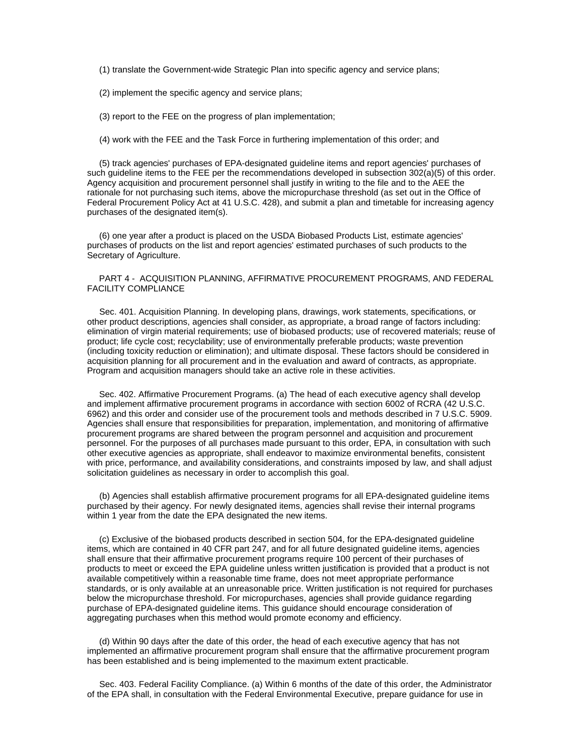(1) translate the Government-wide Strategic Plan into specific agency and service plans;

(2) implement the specific agency and service plans;

(3) report to the FEE on the progress of plan implementation;

(4) work with the FEE and the Task Force in furthering implementation of this order; and

(5) track agencies' purchases of EPA-designated guideline items and report agencies' purchases of such guideline items to the FEE per the recommendations developed in subsection 302(a)(5) of this order. Agency acquisition and procurement personnel shall justify in writing to the file and to the AEE the rationale for not purchasing such items, above the micropurchase threshold (as set out in the Office of Federal Procurement Policy Act at 41 U.S.C. 428), and submit a plan and timetable for increasing agency purchases of the designated item(s).

(6) one year after a product is placed on the USDA Biobased Products List, estimate agencies' purchases of products on the list and report agencies' estimated purchases of such products to the Secretary of Agriculture.

PART 4 - ACQUISITION PLANNING, AFFIRMATIVE PROCUREMENT PROGRAMS, AND FEDERAL FACILITY COMPLIANCE

Sec. 401. Acquisition Planning. In developing plans, drawings, work statements, specifications, or other product descriptions, agencies shall consider, as appropriate, a broad range of factors including: elimination of virgin material requirements; use of biobased products; use of recovered materials; reuse of product; life cycle cost; recyclability; use of environmentally preferable products; waste prevention (including toxicity reduction or elimination); and ultimate disposal. These factors should be considered in acquisition planning for all procurement and in the evaluation and award of contracts, as appropriate. Program and acquisition managers should take an active role in these activities.

Sec. 402. Affirmative Procurement Programs. (a) The head of each executive agency shall develop and implement affirmative procurement programs in accordance with section 6002 of RCRA (42 U.S.C. 6962) and this order and consider use of the procurement tools and methods described in 7 U.S.C. 5909. Agencies shall ensure that responsibilities for preparation, implementation, and monitoring of affirmative procurement programs are shared between the program personnel and acquisition and procurement personnel. For the purposes of all purchases made pursuant to this order, EPA, in consultation with such other executive agencies as appropriate, shall endeavor to maximize environmental benefits, consistent with price, performance, and availability considerations, and constraints imposed by law, and shall adjust solicitation guidelines as necessary in order to accomplish this goal.

(b) Agencies shall establish affirmative procurement programs for all EPA-designated guideline items purchased by their agency. For newly designated items, agencies shall revise their internal programs within 1 year from the date the EPA designated the new items.

(c) Exclusive of the biobased products described in section 504, for the EPA-designated guideline items, which are contained in 40 CFR part 247, and for all future designated guideline items, agencies shall ensure that their affirmative procurement programs require 100 percent of their purchases of products to meet or exceed the EPA guideline unless written justification is provided that a product is not available competitively within a reasonable time frame, does not meet appropriate performance standards, or is only available at an unreasonable price. Written justification is not required for purchases below the micropurchase threshold. For micropurchases, agencies shall provide guidance regarding purchase of EPA-designated guideline items. This guidance should encourage consideration of aggregating purchases when this method would promote economy and efficiency.

(d) Within 90 days after the date of this order, the head of each executive agency that has not implemented an affirmative procurement program shall ensure that the affirmative procurement program has been established and is being implemented to the maximum extent practicable.

Sec. 403. Federal Facility Compliance. (a) Within 6 months of the date of this order, the Administrator of the EPA shall, in consultation with the Federal Environmental Executive, prepare guidance for use in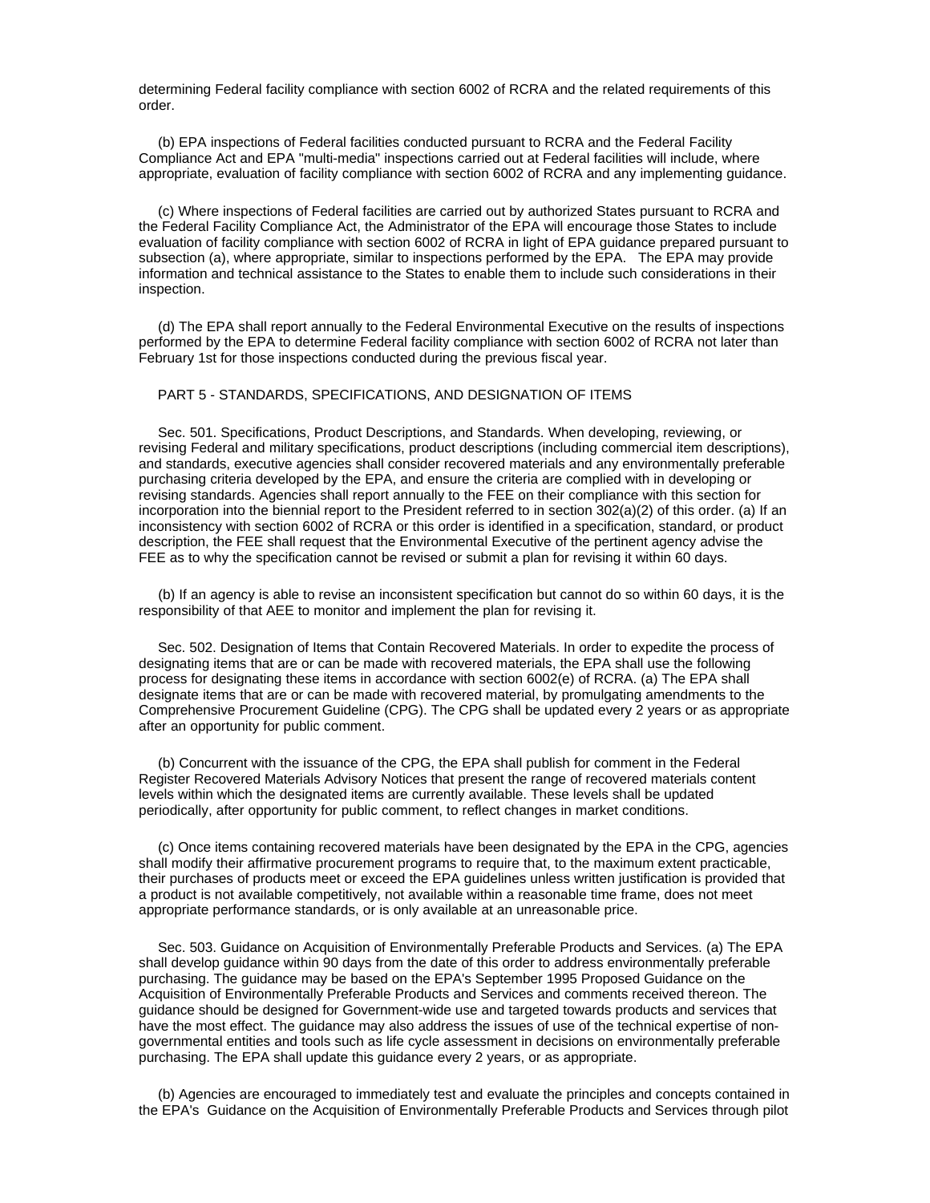determining Federal facility compliance with section 6002 of RCRA and the related requirements of this order.

(b) EPA inspections of Federal facilities conducted pursuant to RCRA and the Federal Facility Compliance Act and EPA "multi-media" inspections carried out at Federal facilities will include, where appropriate, evaluation of facility compliance with section 6002 of RCRA and any implementing guidance.

(c) Where inspections of Federal facilities are carried out by authorized States pursuant to RCRA and the Federal Facility Compliance Act, the Administrator of the EPA will encourage those States to include evaluation of facility compliance with section 6002 of RCRA in light of EPA guidance prepared pursuant to subsection (a), where appropriate, similar to inspections performed by the EPA. The EPA may provide information and technical assistance to the States to enable them to include such considerations in their inspection.

(d) The EPA shall report annually to the Federal Environmental Executive on the results of inspections performed by the EPA to determine Federal facility compliance with section 6002 of RCRA not later than February 1st for those inspections conducted during the previous fiscal year.

PART 5 - STANDARDS, SPECIFICATIONS, AND DESIGNATION OF ITEMS

Sec. 501. Specifications, Product Descriptions, and Standards. When developing, reviewing, or revising Federal and military specifications, product descriptions (including commercial item descriptions), and standards, executive agencies shall consider recovered materials and any environmentally preferable purchasing criteria developed by the EPA, and ensure the criteria are complied with in developing or revising standards. Agencies shall report annually to the FEE on their compliance with this section for incorporation into the biennial report to the President referred to in section 302(a)(2) of this order. (a) If an inconsistency with section 6002 of RCRA or this order is identified in a specification, standard, or product description, the FEE shall request that the Environmental Executive of the pertinent agency advise the FEE as to why the specification cannot be revised or submit a plan for revising it within 60 days.

(b) If an agency is able to revise an inconsistent specification but cannot do so within 60 days, it is the responsibility of that AEE to monitor and implement the plan for revising it.

Sec. 502. Designation of Items that Contain Recovered Materials. In order to expedite the process of designating items that are or can be made with recovered materials, the EPA shall use the following process for designating these items in accordance with section 6002(e) of RCRA. (a) The EPA shall designate items that are or can be made with recovered material, by promulgating amendments to the Comprehensive Procurement Guideline (CPG). The CPG shall be updated every 2 years or as appropriate after an opportunity for public comment.

(b) Concurrent with the issuance of the CPG, the EPA shall publish for comment in the Federal Register Recovered Materials Advisory Notices that present the range of recovered materials content levels within which the designated items are currently available. These levels shall be updated periodically, after opportunity for public comment, to reflect changes in market conditions.

(c) Once items containing recovered materials have been designated by the EPA in the CPG, agencies shall modify their affirmative procurement programs to require that, to the maximum extent practicable, their purchases of products meet or exceed the EPA guidelines unless written justification is provided that a product is not available competitively, not available within a reasonable time frame, does not meet appropriate performance standards, or is only available at an unreasonable price.

Sec. 503. Guidance on Acquisition of Environmentally Preferable Products and Services. (a) The EPA shall develop guidance within 90 days from the date of this order to address environmentally preferable purchasing. The guidance may be based on the EPA's September 1995 Proposed Guidance on the Acquisition of Environmentally Preferable Products and Services and comments received thereon. The guidance should be designed for Government-wide use and targeted towards products and services that have the most effect. The guidance may also address the issues of use of the technical expertise of non-governmental entities and tools such as life cycle assessment in decisions on environmentally preferable purchasing. The EPA shall update this guidance every 2 years, or as appropriate.

(b) Agencies are encouraged to immediately test and evaluate the principles and concepts contained in the EPA's Guidance on the Acquisition of Environmentally Preferable Products and Services through pilot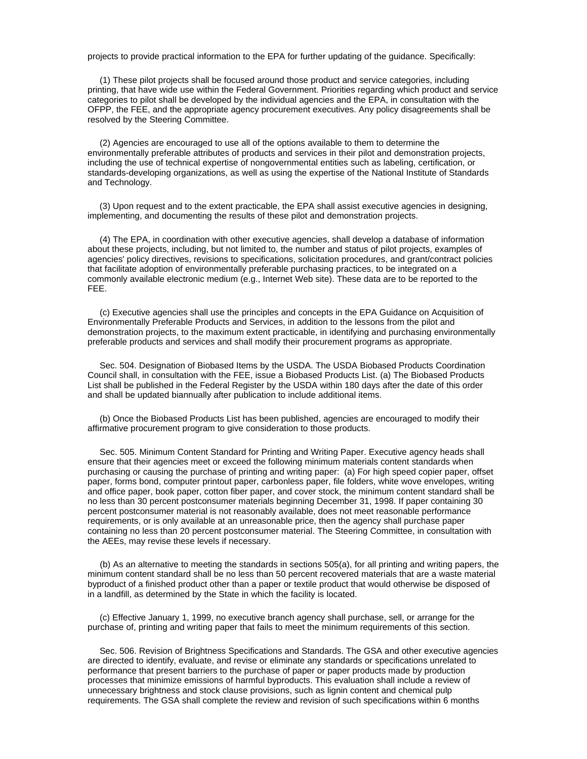projects to provide practical information to the EPA for further updating of the guidance. Specifically:

(1) These pilot projects shall be focused around those product and service categories, including printing, that have wide use within the Federal Government. Priorities regarding which product and service categories to pilot shall be developed by the individual agencies and the EPA, in consultation with the OFPP, the FEE, and the appropriate agency procurement executives. Any policy disagreements shall be resolved by the Steering Committee.

(2) Agencies are encouraged to use all of the options available to them to determine the environmentally preferable attributes of products and services in their pilot and demonstration projects, including the use of technical expertise of nongovernmental entities such as labeling, certification, or standards-developing organizations, as well as using the expertise of the National Institute of Standards and Technology.

(3) Upon request and to the extent practicable, the EPA shall assist executive agencies in designing, implementing, and documenting the results of these pilot and demonstration projects.

(4) The EPA, in coordination with other executive agencies, shall develop a database of information about these projects, including, but not limited to, the number and status of pilot projects, examples of agencies' policy directives, revisions to specifications, solicitation procedures, and grant/contract policies that facilitate adoption of environmentally preferable purchasing practices, to be integrated on a commonly available electronic medium (e.g., Internet Web site). These data are to be reported to the FEE.

(c) Executive agencies shall use the principles and concepts in the EPA Guidance on Acquisition of Environmentally Preferable Products and Services, in addition to the lessons from the pilot and demonstration projects, to the maximum extent practicable, in identifying and purchasing environmentally preferable products and services and shall modify their procurement programs as appropriate.

Sec. 504. Designation of Biobased Items by the USDA. The USDA Biobased Products Coordination Council shall, in consultation with the FEE, issue a Biobased Products List. (a) The Biobased Products List shall be published in the Federal Register by the USDA within 180 days after the date of this order and shall be updated biannually after publication to include additional items.

(b) Once the Biobased Products List has been published, agencies are encouraged to modify their affirmative procurement program to give consideration to those products.

Sec. 505. Minimum Content Standard for Printing and Writing Paper. Executive agency heads shall ensure that their agencies meet or exceed the following minimum materials content standards when purchasing or causing the purchase of printing and writing paper: (a) For high speed copier paper, offset paper, forms bond, computer printout paper, carbonless paper, file folders, white wove envelopes, writing and office paper, book paper, cotton fiber paper, and cover stock, the minimum content standard shall be no less than 30 percent postconsumer materials beginning December 31, 1998. If paper containing 30 percent postconsumer material is not reasonably available, does not meet reasonable performance requirements, or is only available at an unreasonable price, then the agency shall purchase paper containing no less than 20 percent postconsumer material. The Steering Committee, in consultation with the AEEs, may revise these levels if necessary.

(b) As an alternative to meeting the standards in sections 505(a), for all printing and writing papers, the minimum content standard shall be no less than 50 percent recovered materials that are a waste material byproduct of a finished product other than a paper or textile product that would otherwise be disposed of in a landfill, as determined by the State in which the facility is located.

(c) Effective January 1, 1999, no executive branch agency shall purchase, sell, or arrange for the purchase of, printing and writing paper that fails to meet the minimum requirements of this section.

Sec. 506. Revision of Brightness Specifications and Standards. The GSA and other executive agencies are directed to identify, evaluate, and revise or eliminate any standards or specifications unrelated to performance that present barriers to the purchase of paper or paper products made by production processes that minimize emissions of harmful byproducts. This evaluation shall include a review of unnecessary brightness and stock clause provisions, such as lignin content and chemical pulp requirements. The GSA shall complete the review and revision of such specifications within 6 months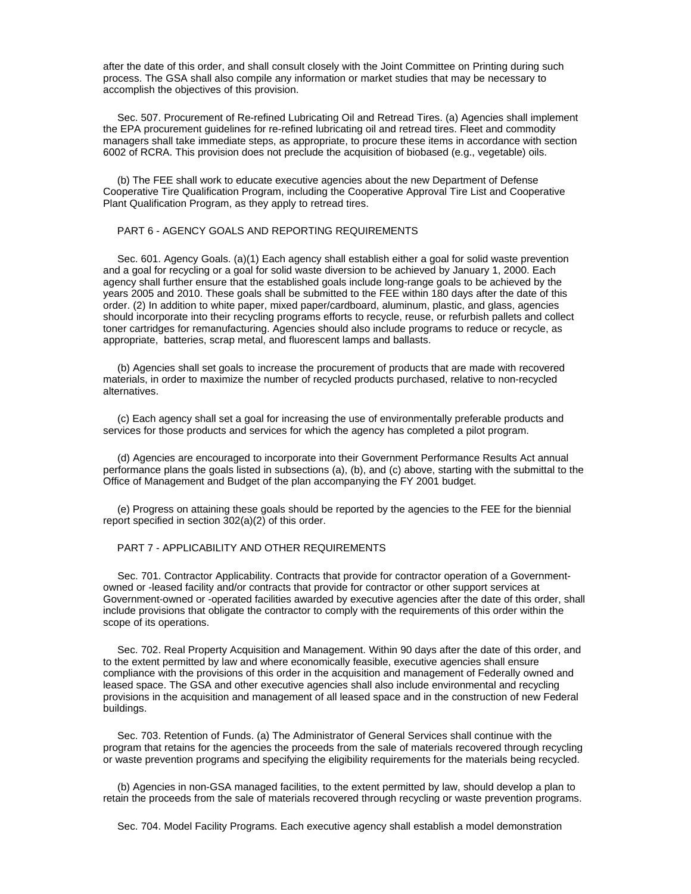after the date of this order, and shall consult closely with the Joint Committee on Printing during such process. The GSA shall also compile any information or market studies that may be necessary to accomplish the objectives of this provision.

Sec. 507. Procurement of Re-refined Lubricating Oil and Retread Tires. (a) Agencies shall implement the EPA procurement guidelines for re-refined lubricating oil and retread tires. Fleet and commodity managers shall take immediate steps, as appropriate, to procure these items in accordance with section 6002 of RCRA. This provision does not preclude the acquisition of biobased (e.g., vegetable) oils.

(b) The FEE shall work to educate executive agencies about the new Department of Defense Cooperative Tire Qualification Program, including the Cooperative Approval Tire List and Cooperative Plant Qualification Program, as they apply to retread tires.

## PART 6 - AGENCY GOALS AND REPORTING REQUIREMENTS

Sec. 601. Agency Goals. (a)(1) Each agency shall establish either a goal for solid waste prevention and a goal for recycling or a goal for solid waste diversion to be achieved by January 1, 2000. Each agency shall further ensure that the established goals include long-range goals to be achieved by the years 2005 and 2010. These goals shall be submitted to the FEE within 180 days after the date of this order. (2) In addition to white paper, mixed paper/cardboard, aluminum, plastic, and glass, agencies should incorporate into their recycling programs efforts to recycle, reuse, or refurbish pallets and collect toner cartridges for remanufacturing. Agencies should also include programs to reduce or recycle, as appropriate, batteries, scrap metal, and fluorescent lamps and ballasts.

(b) Agencies shall set goals to increase the procurement of products that are made with recovered materials, in order to maximize the number of recycled products purchased, relative to non-recycled alternatives.

(c) Each agency shall set a goal for increasing the use of environmentally preferable products and services for those products and services for which the agency has completed a pilot program.

(d) Agencies are encouraged to incorporate into their Government Performance Results Act annual performance plans the goals listed in subsections (a), (b), and (c) above, starting with the submittal to the Office of Management and Budget of the plan accompanying the FY 2001 budget.

(e) Progress on attaining these goals should be reported by the agencies to the FEE for the biennial report specified in section 302(a)(2) of this order.

## PART 7 - APPLICABILITY AND OTHER REQUIREMENTS

Sec. 701. Contractor Applicability. Contracts that provide for contractor operation of a Government-owned or -leased facility and/or contracts that provide for contractor or other support services at Government-owned or -operated facilities awarded by executive agencies after the date of this order, shall include provisions that obligate the contractor to comply with the requirements of this order within the scope of its operations.

Sec. 702. Real Property Acquisition and Management. Within 90 days after the date of this order, and to the extent permitted by law and where economically feasible, executive agencies shall ensure compliance with the provisions of this order in the acquisition and management of Federally owned and leased space. The GSA and other executive agencies shall also include environmental and recycling provisions in the acquisition and management of all leased space and in the construction of new Federal buildings.

Sec. 703. Retention of Funds. (a) The Administrator of General Services shall continue with the program that retains for the agencies the proceeds from the sale of materials recovered through recycling or waste prevention programs and specifying the eligibility requirements for the materials being recycled.

(b) Agencies in non-GSA managed facilities, to the extent permitted by law, should develop a plan to retain the proceeds from the sale of materials recovered through recycling or waste prevention programs.

Sec. 704. Model Facility Programs. Each executive agency shall establish a model demonstration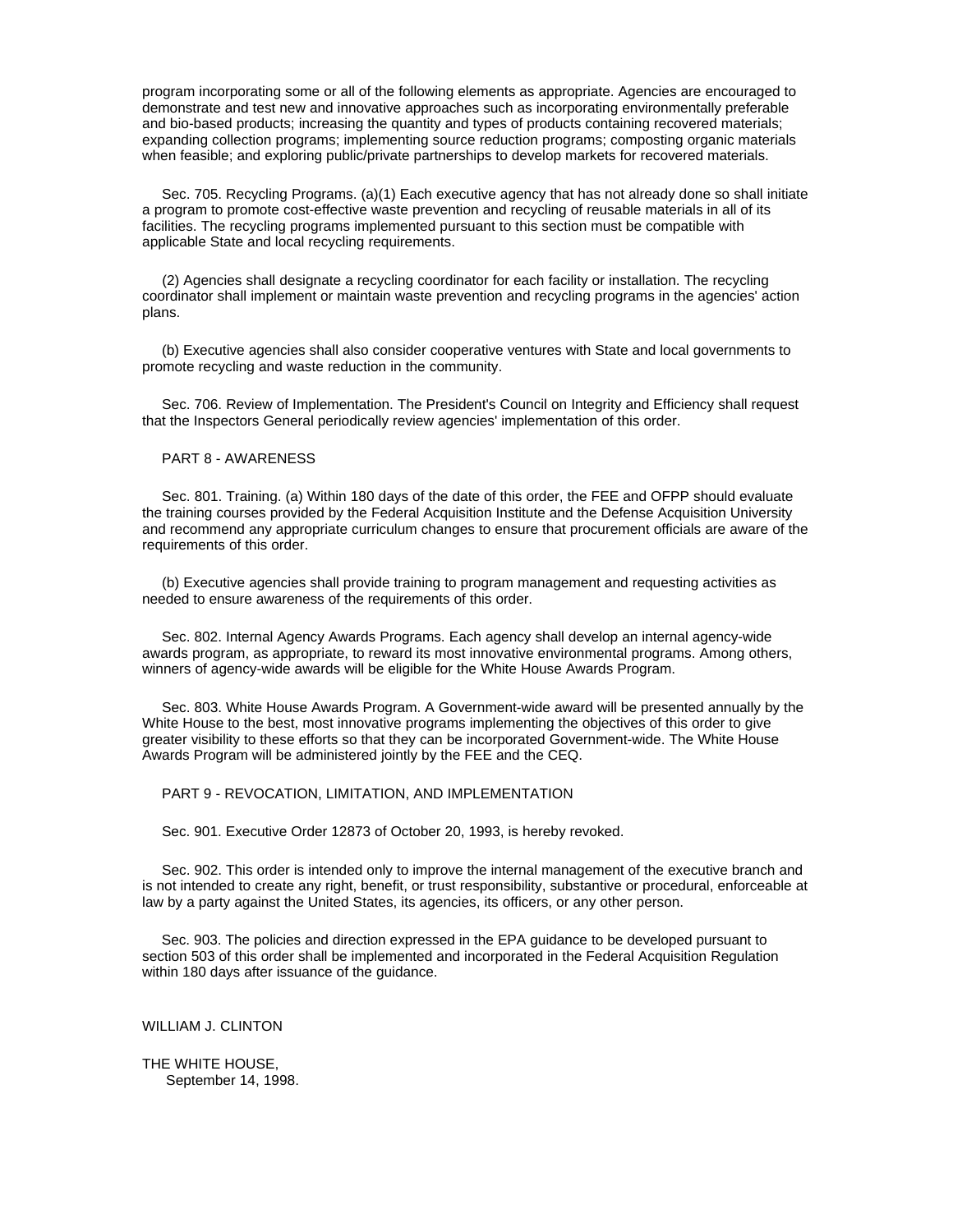program incorporating some or all of the following elements as appropriate. Agencies are encouraged to demonstrate and test new and innovative approaches such as incorporating environmentally preferable and bio-based products; increasing the quantity and types of products containing recovered materials; expanding collection programs; implementing source reduction programs; composting organic materials when feasible; and exploring public/private partnerships to develop markets for recovered materials.

Sec. 705. Recycling Programs. (a)(1) Each executive agency that has not already done so shall initiate a program to promote cost-effective waste prevention and recycling of reusable materials in all of its facilities. The recycling programs implemented pursuant to this section must be compatible with applicable State and local recycling requirements.

(2) Agencies shall designate a recycling coordinator for each facility or installation. The recycling coordinator shall implement or maintain waste prevention and recycling programs in the agencies' action plans.

(b) Executive agencies shall also consider cooperative ventures with State and local governments to promote recycling and waste reduction in the community.

Sec. 706. Review of Implementation. The President's Council on Integrity and Efficiency shall request that the Inspectors General periodically review agencies' implementation of this order.

## PART 8 - AWARENESS

Sec. 801. Training. (a) Within 180 days of the date of this order, the FEE and OFPP should evaluate the training courses provided by the Federal Acquisition Institute and the Defense Acquisition University and recommend any appropriate curriculum changes to ensure that procurement officials are aware of the requirements of this order.

(b) Executive agencies shall provide training to program management and requesting activities as needed to ensure awareness of the requirements of this order.

Sec. 802. Internal Agency Awards Programs. Each agency shall develop an internal agency-wide awards program, as appropriate, to reward its most innovative environmental programs. Among others, winners of agency-wide awards will be eligible for the White House Awards Program.

Sec. 803. White House Awards Program. A Government-wide award will be presented annually by the White House to the best, most innovative programs implementing the objectives of this order to give greater visibility to these efforts so that they can be incorporated Government-wide. The White House Awards Program will be administered jointly by the FEE and the CEQ.

## PART 9 - REVOCATION, LIMITATION, AND IMPLEMENTATION

Sec. 901. Executive Order 12873 of October 20, 1993, is hereby revoked.

Sec. 902. This order is intended only to improve the internal management of the executive branch and is not intended to create any right, benefit, or trust responsibility, substantive or procedural, enforceable at law by a party against the United States, its agencies, its officers, or any other person.

Sec. 903. The policies and direction expressed in the EPA guidance to be developed pursuant to section 503 of this order shall be implemented and incorporated in the Federal Acquisition Regulation within 180 days after issuance of the guidance.

WILLIAM J. CLINTON

THE WHITE HOUSE,
September 14, 1998.